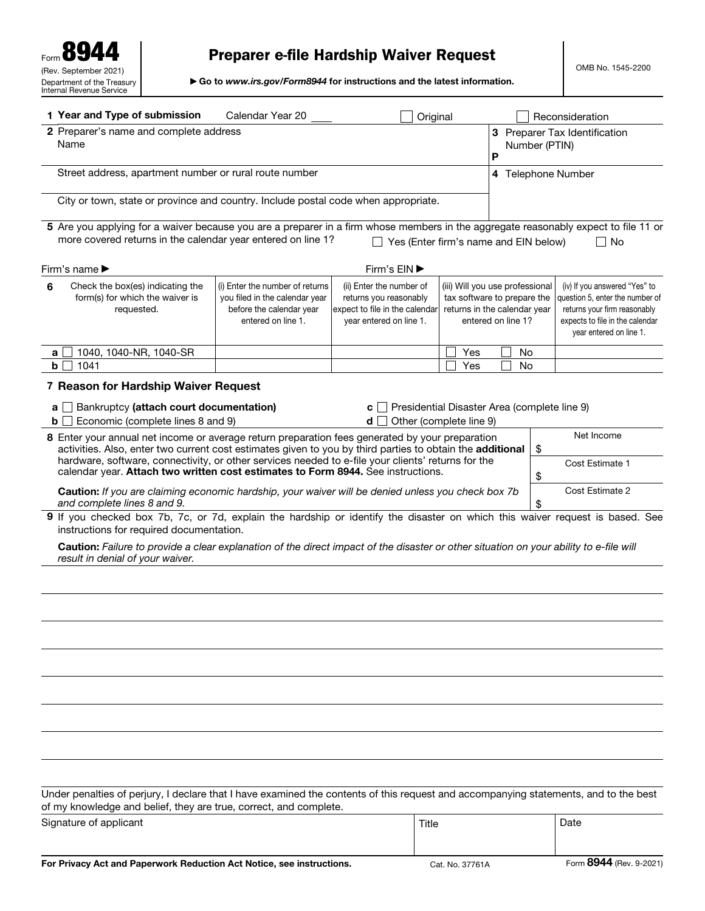Form **8944**
(Rev. September 2021)
Department of the Treasury
Internal Revenue Service

# Preparer e-file Hardship Waiver Request

▶ Go to *www.irs.gov/Form8944* for instructions and the latest information.

OMB No. 1545-2200

**1 Year and Type of submission** Calendar Year 20 ____ ☐ Original ☐ Reconsideration

**2** Preparer's name and complete address
Name

Street address, apartment number or rural route number

City or town, state or province and country. Include postal code when appropriate.

**3** Preparer Tax Identification Number (PTIN)
P

**4** Telephone Number

**5** Are you applying for a waiver because you are a preparer in a firm whose members in the aggregate reasonably expect to file 11 or more covered returns in the calendar year entered on line 1? ☐ Yes (Enter firm's name and EIN below) ☐ No

Firm's name ▶ Firm's EIN ▶

| 6 Check the box(es) indicating the form(s) for which the waiver is requested. | (i) Enter the number of returns you filed in the calendar year before the calendar year entered on line 1. | (ii) Enter the number of returns you reasonably expect to file in the calendar year entered on line 1. | (iii) Will you use professional tax software to prepare the returns in the calendar year entered on line 1? | (iv) If you answered "Yes" to question 5, enter the number of returns your firm reasonably expects to file in the calendar year entered on line 1. |
|---|---|---|---|---|
| **a** ☐ 1040, 1040-NR, 1040-SR | | | ☐ Yes ☐ No | |
| **b** ☐ 1041 | | | ☐ Yes ☐ No | |

**7 Reason for Hardship Waiver Request**

**a** ☐ Bankruptcy **(attach court documentation)**
**b** ☐ Economic (complete lines 8 and 9)
**c** ☐ Presidential Disaster Area (complete line 9)
**d** ☐ Other (complete line 9)

**8** Enter your annual net income or average return preparation fees generated by your preparation activities. Also, enter two current cost estimates given to you by third parties to obtain the **additional** hardware, software, connectivity, or other services needed to e-file your clients' returns for the calendar year. **Attach two written cost estimates to Form 8944.** See instructions.

**Caution:** *If you are claiming economic hardship, your waiver will be denied unless you check box 7b and complete lines 8 and 9.*

| | |
|---|---|
| Net Income | $ |
| Cost Estimate 1 | $ |
| Cost Estimate 2 | $ |

**9** If you checked box 7b, 7c, or 7d, explain the hardship or identify the disaster on which this waiver request is based. See instructions for required documentation.

**Caution:** *Failure to provide a clear explanation of the direct impact of the disaster or other situation on your ability to e-file will result in denial of your waiver.*

Under penalties of perjury, I declare that I have examined the contents of this request and accompanying statements, and to the best of my knowledge and belief, they are true, correct, and complete.

| Signature of applicant | Title | Date |
|---|---|---|
| | | |

**For Privacy Act and Paperwork Reduction Act Notice, see instructions.** Cat. No. 37761A Form **8944** (Rev. 9-2021)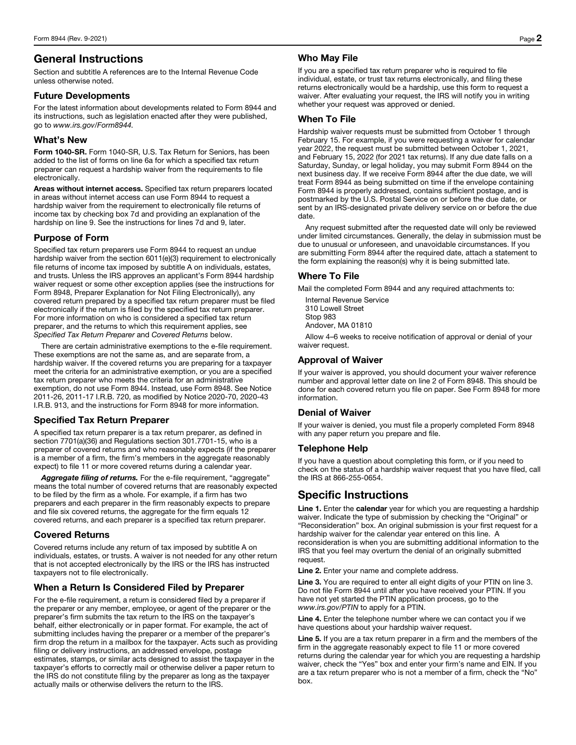## General Instructions

Section and subtitle A references are to the Internal Revenue Code unless otherwise noted.

### Future Developments

For the latest information about developments related to Form 8944 and its instructions, such as legislation enacted after they were published, go to *www.irs.gov/Form8944.*

### What's New

**Form 1040-SR.** Form 1040-SR, U.S. Tax Return for Seniors, has been added to the list of forms on line 6a for which a specified tax return preparer can request a hardship waiver from the requirements to file electronically.

**Areas without internet access.** Specified tax return preparers located in areas without internet access can use Form 8944 to request a hardship waiver from the requirement to electronically file returns of income tax by checking box 7d and providing an explanation of the hardship on line 9. See the instructions for lines 7d and 9, later.

### Purpose of Form

Specified tax return preparers use Form 8944 to request an undue hardship waiver from the section 6011(e)(3) requirement to electronically file returns of income tax imposed by subtitle A on individuals, estates, and trusts. Unless the IRS approves an applicant's Form 8944 hardship waiver request or some other exception applies (see the instructions for Form 8948, Preparer Explanation for Not Filing Electronically), any covered return prepared by a specified tax return preparer must be filed electronically if the return is filed by the specified tax return preparer. For more information on who is considered a specified tax return preparer, and the returns to which this requirement applies, see *Specified Tax Return Preparer* and *Covered Returns* below.

There are certain administrative exemptions to the e-file requirement. These exemptions are not the same as, and are separate from, a hardship waiver. If the covered returns you are preparing for a taxpayer meet the criteria for an administrative exemption, or you are a specified tax return preparer who meets the criteria for an administrative exemption, do not use Form 8944. Instead, use Form 8948. See Notice 2011-26, 2011-17 I.R.B. 720, as modified by Notice 2020-70, 2020-43 I.R.B. 913, and the instructions for Form 8948 for more information.

### Specified Tax Return Preparer

A specified tax return preparer is a tax return preparer, as defined in section 7701(a)(36) and Regulations section 301.7701-15, who is a preparer of covered returns and who reasonably expects (if the preparer is a member of a firm, the firm's members in the aggregate reasonably expect) to file 11 or more covered returns during a calendar year.

***Aggregate filing of returns.*** For the e-file requirement, "aggregate" means the total number of covered returns that are reasonably expected to be filed by the firm as a whole. For example, if a firm has two preparers and each preparer in the firm reasonably expects to prepare and file six covered returns, the aggregate for the firm equals 12 covered returns, and each preparer is a specified tax return preparer.

### Covered Returns

Covered returns include any return of tax imposed by subtitle A on individuals, estates, or trusts. A waiver is not needed for any other return that is not accepted electronically by the IRS or the IRS has instructed taxpayers not to file electronically.

### When a Return Is Considered Filed by Preparer

For the e-file requirement, a return is considered filed by a preparer if the preparer or any member, employee, or agent of the preparer or the preparer's firm submits the tax return to the IRS on the taxpayer's behalf, either electronically or in paper format. For example, the act of submitting includes having the preparer or a member of the preparer's firm drop the return in a mailbox for the taxpayer. Acts such as providing filing or delivery instructions, an addressed envelope, postage estimates, stamps, or similar acts designed to assist the taxpayer in the taxpayer's efforts to correctly mail or otherwise deliver a paper return to the IRS do not constitute filing by the preparer as long as the taxpayer actually mails or otherwise delivers the return to the IRS.

### Who May File

If you are a specified tax return preparer who is required to file individual, estate, or trust tax returns electronically, and filing these returns electronically would be a hardship, use this form to request a waiver. After evaluating your request, the IRS will notify you in writing whether your request was approved or denied.

### When To File

Hardship waiver requests must be submitted from October 1 through February 15. For example, if you were requesting a waiver for calendar year 2022, the request must be submitted between October 1, 2021, and February 15, 2022 (for 2021 tax returns). If any due date falls on a Saturday, Sunday, or legal holiday, you may submit Form 8944 on the next business day. If we receive Form 8944 after the due date, we will treat Form 8944 as being submitted on time if the envelope containing Form 8944 is properly addressed, contains sufficient postage, and is postmarked by the U.S. Postal Service on or before the due date, or sent by an IRS-designated private delivery service on or before the due date.

Any request submitted after the requested date will only be reviewed under limited circumstances. Generally, the delay in submission must be due to unusual or unforeseen, and unavoidable circumstances. If you are submitting Form 8944 after the required date, attach a statement to the form explaining the reason(s) why it is being submitted late.

### Where To File

Mail the completed Form 8944 and any required attachments to:

Internal Revenue Service  
310 Lowell Street  
Stop 983  
Andover, MA 01810

Allow 4–6 weeks to receive notification of approval or denial of your waiver request.

### Approval of Waiver

If your waiver is approved, you should document your waiver reference number and approval letter date on line 2 of Form 8948. This should be done for each covered return you file on paper. See Form 8948 for more information.

### Denial of Waiver

If your waiver is denied, you must file a properly completed Form 8948 with any paper return you prepare and file.

### Telephone Help

If you have a question about completing this form, or if you need to check on the status of a hardship waiver request that you have filed, call the IRS at 866-255-0654.

## Specific Instructions

**Line 1.** Enter the **calendar** year for which you are requesting a hardship waiver. Indicate the type of submission by checking the "Original" or "Reconsideration" box. An original submission is your first request for a hardship waiver for the calendar year entered on this line. A reconsideration is when you are submitting additional information to the IRS that you feel may overturn the denial of an originally submitted request.

**Line 2.** Enter your name and complete address.

**Line 3.** You are required to enter all eight digits of your PTIN on line 3. Do not file Form 8944 until after you have received your PTIN. If you have not yet started the PTIN application process, go to the *www.irs.gov/PTIN* to apply for a PTIN.

**Line 4.** Enter the telephone number where we can contact you if we have questions about your hardship waiver request.

**Line 5.** If you are a tax return preparer in a firm and the members of the firm in the aggregate reasonably expect to file 11 or more covered returns during the calendar year for which you are requesting a hardship waiver, check the "Yes" box and enter your firm's name and EIN. If you are a tax return preparer who is not a member of a firm, check the "No" box.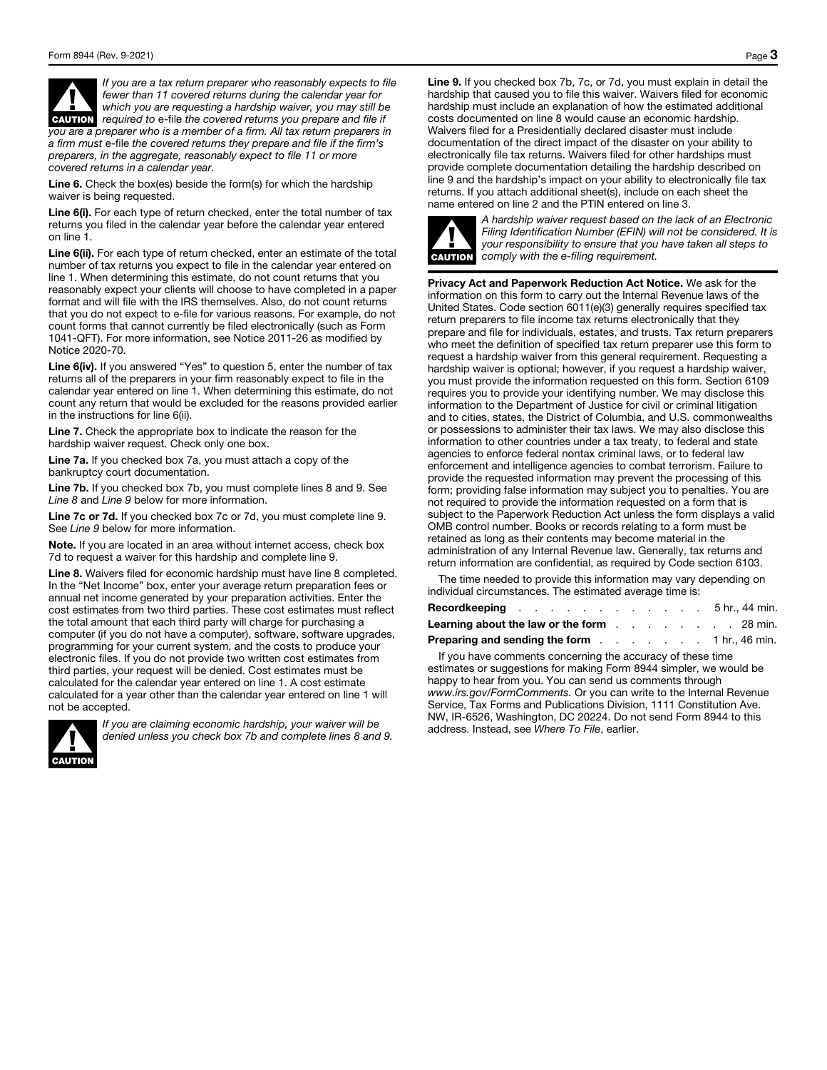**CAUTION** *If you are a tax return preparer who reasonably expects to file fewer than 11 covered returns during the calendar year for which you are requesting a hardship waiver, you may still be required to* e-file *the covered returns you prepare and file if you are a preparer who is a member of a firm. All tax return preparers in a firm must* e-file *the covered returns they prepare and file if the firm's preparers, in the aggregate, reasonably expect to file 11 or more covered returns in a calendar year.*

**Line 6.** Check the box(es) beside the form(s) for which the hardship waiver is being requested.

**Line 6(i).** For each type of return checked, enter the total number of tax returns you filed in the calendar year before the calendar year entered on line 1.

**Line 6(ii).** For each type of return checked, enter an estimate of the total number of tax returns you expect to file in the calendar year entered on line 1. When determining this estimate, do not count returns that you reasonably expect your clients will choose to have completed in a paper format and will file with the IRS themselves. Also, do not count returns that you do not expect to e-file for various reasons. For example, do not count forms that cannot currently be filed electronically (such as Form 1041-QFT). For more information, see Notice 2011-26 as modified by Notice 2020-70.

**Line 6(iv).** If you answered "Yes" to question 5, enter the number of tax returns all of the preparers in your firm reasonably expect to file in the calendar year entered on line 1. When determining this estimate, do not count any return that would be excluded for the reasons provided earlier in the instructions for line 6(ii).

**Line 7.** Check the appropriate box to indicate the reason for the hardship waiver request. Check only one box.

**Line 7a.** If you checked box 7a, you must attach a copy of the bankruptcy court documentation.

**Line 7b.** If you checked box 7b, you must complete lines 8 and 9. See *Line 8* and *Line 9* below for more information.

**Line 7c or 7d.** If you checked box 7c or 7d, you must complete line 9. See *Line 9* below for more information.

**Note.** If you are located in an area without internet access, check box 7d to request a waiver for this hardship and complete line 9.

**Line 8.** Waivers filed for economic hardship must have line 8 completed. In the "Net Income" box, enter your average return preparation fees or annual net income generated by your preparation activities. Enter the cost estimates from two third parties. These cost estimates must reflect the total amount that each third party will charge for purchasing a computer (if you do not have a computer), software, software upgrades, programming for your current system, and the costs to produce your electronic files. If you do not provide two written cost estimates from third parties, your request will be denied. Cost estimates must be calculated for the calendar year entered on line 1. A cost estimate calculated for a year other than the calendar year entered on line 1 will not be accepted.

**CAUTION** *If you are claiming economic hardship, your waiver will be denied unless you check box 7b and complete lines 8 and 9.*

**Line 9.** If you checked box 7b, 7c, or 7d, you must explain in detail the hardship that caused you to file this waiver. Waivers filed for economic hardship must include an explanation of how the estimated additional costs documented on line 8 would cause an economic hardship. Waivers filed for a Presidentially declared disaster must include documentation of the direct impact of the disaster on your ability to electronically file tax returns. Waivers filed for other hardships must provide complete documentation detailing the hardship described on line 9 and the hardship's impact on your ability to electronically file tax returns. If you attach additional sheet(s), include on each sheet the name entered on line 2 and the PTIN entered on line 3.

**CAUTION** *A hardship waiver request based on the lack of an Electronic Filing Identification Number (EFIN) will not be considered. It is your responsibility to ensure that you have taken all steps to comply with the e-filing requirement.*

**Privacy Act and Paperwork Reduction Act Notice.** We ask for the information on this form to carry out the Internal Revenue laws of the United States. Code section 6011(e)(3) generally requires specified tax return preparers to file income tax returns electronically that they prepare and file for individuals, estates, and trusts. Tax return preparers who meet the definition of specified tax return preparer use this form to request a hardship waiver from this general requirement. Requesting a hardship waiver is optional; however, if you request a hardship waiver, you must provide the information requested on this form. Section 6109 requires you to provide your identifying number. We may disclose this information to the Department of Justice for civil or criminal litigation and to cities, states, the District of Columbia, and U.S. commonwealths or possessions to administer their tax laws. We may also disclose this information to other countries under a tax treaty, to federal and state agencies to enforce federal nontax criminal laws, or to federal law enforcement and intelligence agencies to combat terrorism. Failure to provide the requested information may prevent the processing of this form; providing false information may subject you to penalties. You are not required to provide the information requested on a form that is subject to the Paperwork Reduction Act unless the form displays a valid OMB control number. Books or records relating to a form must be retained as long as their contents may become material in the administration of any Internal Revenue law. Generally, tax returns and return information are confidential, as required by Code section 6103.

The time needed to provide this information may vary depending on individual circumstances. The estimated average time is:

| | |
|---|---|
| **Recordkeeping** | 5 hr., 44 min. |
| **Learning about the law or the form** | 28 min. |
| **Preparing and sending the form** | 1 hr., 46 min. |

If you have comments concerning the accuracy of these time estimates or suggestions for making Form 8944 simpler, we would be happy to hear from you. You can send us comments through *www.irs.gov/FormComments.* Or you can write to the Internal Revenue Service, Tax Forms and Publications Division, 1111 Constitution Ave. NW, IR-6526, Washington, DC 20224. Do not send Form 8944 to this address. Instead, see *Where To File*, earlier.